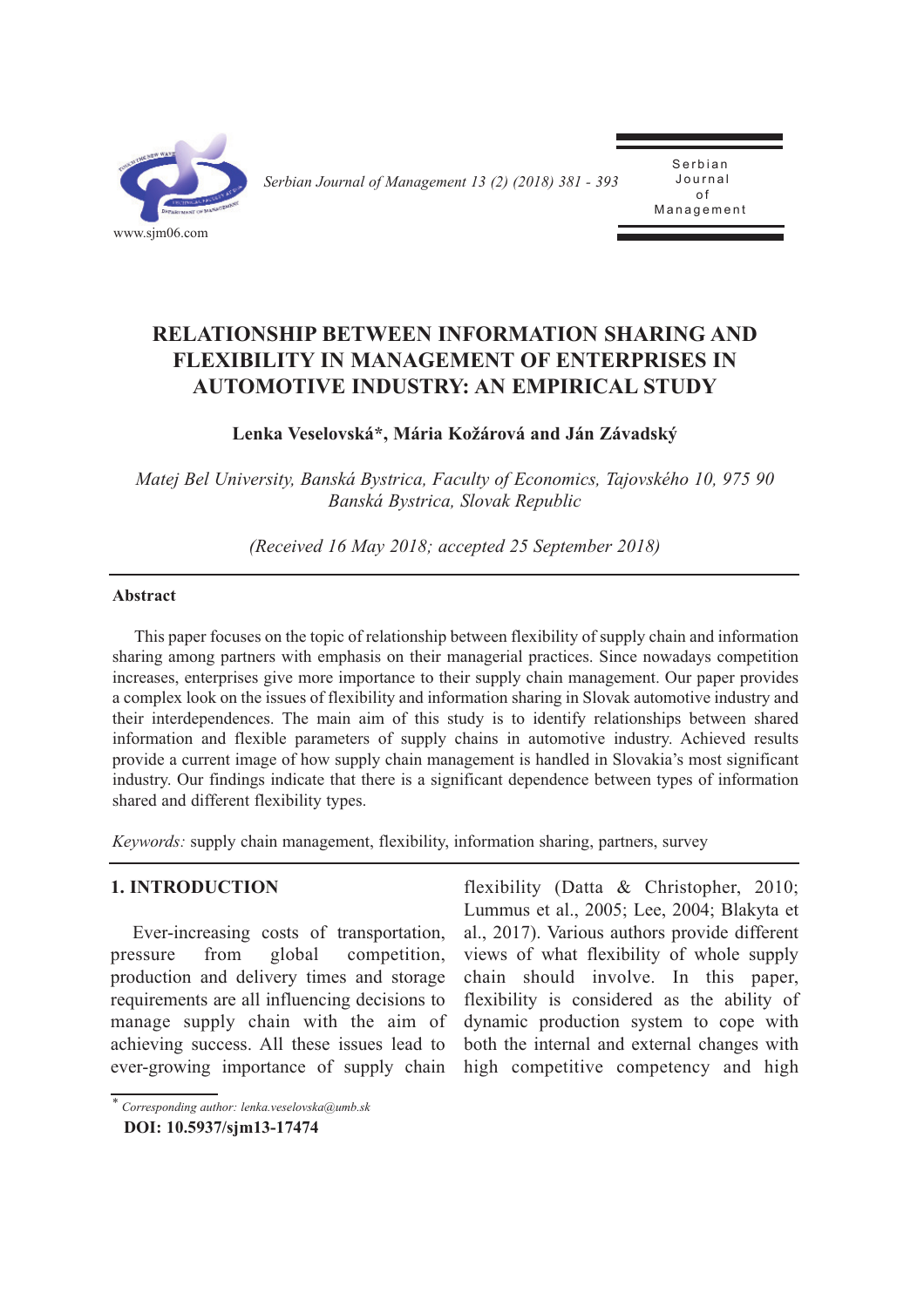# RELATIONSHIP BETWEEN INFORMATION SHARING AND FLEXIBILITY IN MANAGEMENT OF ENTERPRISES IN AUTOMOTIVE INDUSTRY: AN EMPIRICAL STUDY

**Lenka Veselovská\*, Mária Kožárová and Ján Závadský**

*Matej Bel University, Banská Bystrica, Faculty of Economics, Tajovského 10, 975 90 Banská Bystrica, Slovak Republic*

*(Received 16 May 2018; accepted 25 September 2018)*

---

**Abstract**

This paper focuses on the topic of relationship between flexibility of supply chain and information sharing among partners with emphasis on their managerial practices. Since nowadays competition increases, enterprises give more importance to their supply chain management. Our paper provides a complex look on the issues of flexibility and information sharing in Slovak automotive industry and their interdependences. The main aim of this study is to identify relationships between shared information and flexible parameters of supply chains in automotive industry. Achieved results provide a current image of how supply chain management is handled in Slovakia's most significant industry. Our findings indicate that there is a significant dependence between types of information shared and different flexibility types.

*Keywords:* supply chain management, flexibility, information sharing, partners, survey

---

## 1. INTRODUCTION

Ever-increasing costs of transportation, pressure from global competition, production and delivery times and storage requirements are all influencing decisions to manage supply chain with the aim of achieving success. All these issues lead to ever-growing importance of supply chain flexibility (Datta & Christopher, 2010; Lummus et al., 2005; Lee, 2004; Blakyta et al., 2017). Various authors provide different views of what flexibility of whole supply chain should involve. In this paper, flexibility is considered as the ability of dynamic production system to cope with both the internal and external changes with high competitive competency and high

---

\* *Corresponding author: lenka.veselovska@umb.sk*

**DOI: 10.5937/sjm13-17474**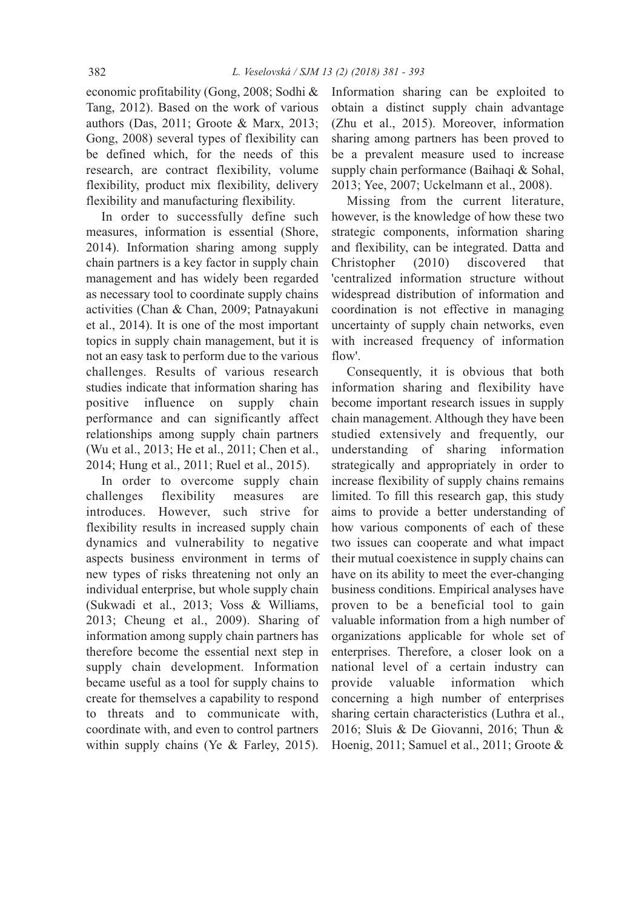economic profitability (Gong, 2008; Sodhi & Tang, 2012). Based on the work of various authors (Das, 2011; Groote & Marx, 2013; Gong, 2008) several types of flexibility can be defined which, for the needs of this research, are contract flexibility, volume flexibility, product mix flexibility, delivery flexibility and manufacturing flexibility.

In order to successfully define such measures, information is essential (Shore, 2014). Information sharing among supply chain partners is a key factor in supply chain management and has widely been regarded as necessary tool to coordinate supply chains activities (Chan & Chan, 2009; Patnayakuni et al., 2014). It is one of the most important topics in supply chain management, but it is not an easy task to perform due to the various challenges. Results of various research studies indicate that information sharing has positive influence on supply chain performance and can significantly affect relationships among supply chain partners (Wu et al., 2013; He et al., 2011; Chen et al., 2014; Hung et al., 2011; Ruel et al., 2015).

In order to overcome supply chain challenges flexibility measures are introduces. However, such strive for flexibility results in increased supply chain dynamics and vulnerability to negative aspects business environment in terms of new types of risks threatening not only an individual enterprise, but whole supply chain (Sukwadi et al., 2013; Voss & Williams, 2013; Cheung et al., 2009). Sharing of information among supply chain partners has therefore become the essential next step in supply chain development. Information became useful as a tool for supply chains to create for themselves a capability to respond to threats and to communicate with, coordinate with, and even to control partners within supply chains (Ye & Farley, 2015). Information sharing can be exploited to obtain a distinct supply chain advantage (Zhu et al., 2015). Moreover, information sharing among partners has been proved to be a prevalent measure used to increase supply chain performance (Baihaqi & Sohal, 2013; Yee, 2007; Uckelmann et al., 2008).

Missing from the current literature, however, is the knowledge of how these two strategic components, information sharing and flexibility, can be integrated. Datta and Christopher (2010) discovered that 'centralized information structure without widespread distribution of information and coordination is not effective in managing uncertainty of supply chain networks, even with increased frequency of information flow'.

Consequently, it is obvious that both information sharing and flexibility have become important research issues in supply chain management. Although they have been studied extensively and frequently, our understanding of sharing information strategically and appropriately in order to increase flexibility of supply chains remains limited. To fill this research gap, this study aims to provide a better understanding of how various components of each of these two issues can cooperate and what impact their mutual coexistence in supply chains can have on its ability to meet the ever-changing business conditions. Empirical analyses have proven to be a beneficial tool to gain valuable information from a high number of organizations applicable for whole set of enterprises. Therefore, a closer look on a national level of a certain industry can provide valuable information which concerning a high number of enterprises sharing certain characteristics (Luthra et al., 2016; Sluis & De Giovanni, 2016; Thun & Hoenig, 2011; Samuel et al., 2011; Groote &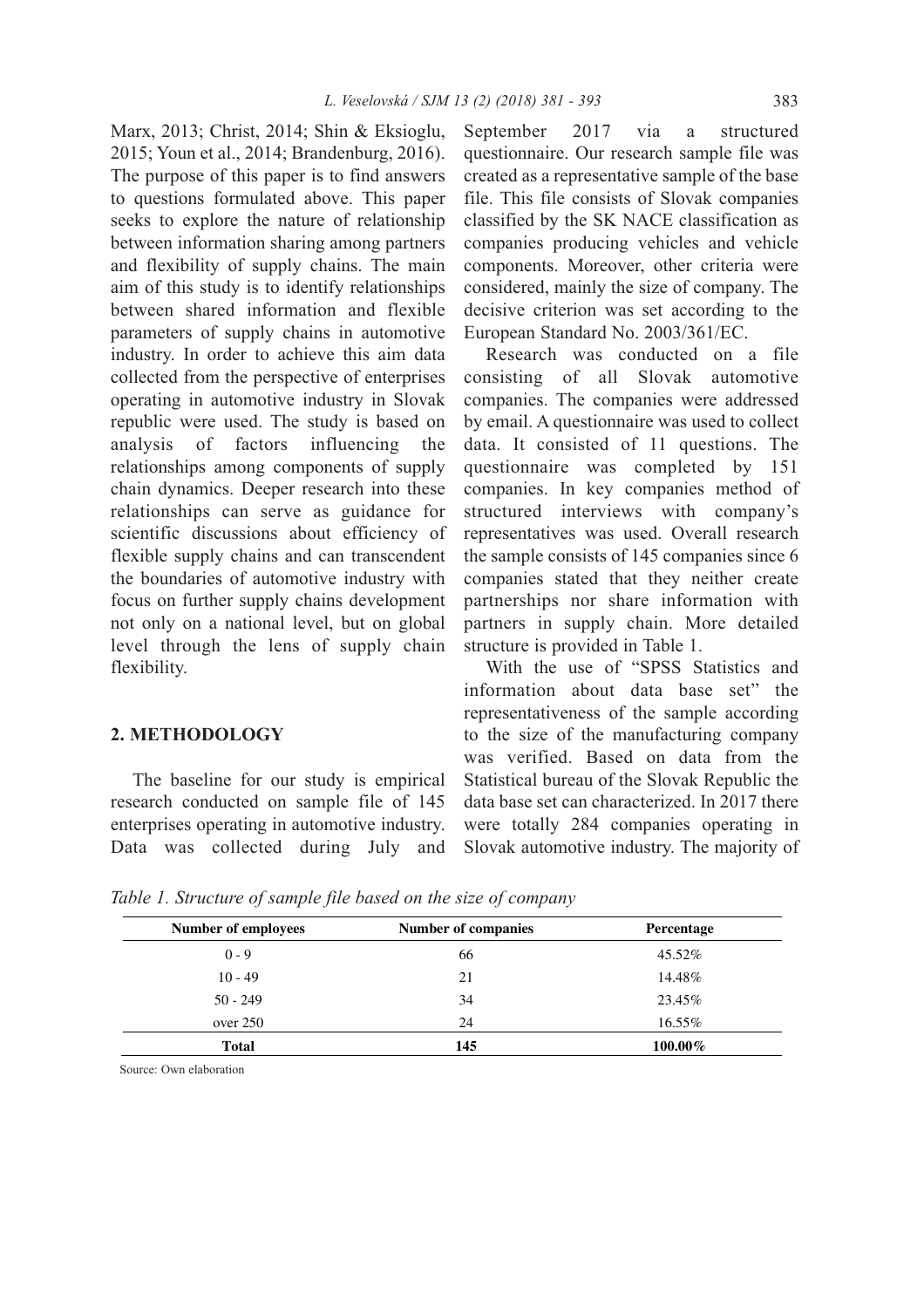Marx, 2013; Christ, 2014; Shin & Eksioglu, 2015; Youn et al., 2014; Brandenburg, 2016). The purpose of this paper is to find answers to questions formulated above. This paper seeks to explore the nature of relationship between information sharing among partners and flexibility of supply chains. The main aim of this study is to identify relationships between shared information and flexible parameters of supply chains in automotive industry. In order to achieve this aim data collected from the perspective of enterprises operating in automotive industry in Slovak republic were used. The study is based on analysis of factors influencing the relationships among components of supply chain dynamics. Deeper research into these relationships can serve as guidance for scientific discussions about efficiency of flexible supply chains and can transcendent the boundaries of automotive industry with focus on further supply chains development not only on a national level, but on global level through the lens of supply chain flexibility.

## 2. METHODOLOGY

The baseline for our study is empirical research conducted on sample file of 145 enterprises operating in automotive industry. Data was collected during July and September 2017 via a structured questionnaire. Our research sample file was created as a representative sample of the base file. This file consists of Slovak companies classified by the SK NACE classification as companies producing vehicles and vehicle components. Moreover, other criteria were considered, mainly the size of company. The decisive criterion was set according to the European Standard No. 2003/361/EC.

Research was conducted on a file consisting of all Slovak automotive companies. The companies were addressed by email. A questionnaire was used to collect data. It consisted of 11 questions. The questionnaire was completed by 151 companies. In key companies method of structured interviews with company's representatives was used. Overall research the sample consists of 145 companies since 6 companies stated that they neither create partnerships nor share information with partners in supply chain. More detailed structure is provided in Table 1.

With the use of "SPSS Statistics and information about data base set" the representativeness of the sample according to the size of the manufacturing company was verified. Based on data from the Statistical bureau of the Slovak Republic the data base set can characterized. In 2017 there were totally 284 companies operating in Slovak automotive industry. The majority of

*Table 1. Structure of sample file based on the size of company*

| Number of employees | Number of companies | Percentage |
|---|---|---|
| 0 - 9 | 66 | 45.52% |
| 10 - 49 | 21 | 14.48% |
| 50 - 249 | 34 | 23.45% |
| over 250 | 24 | 16.55% |
| **Total** | **145** | **100.00%** |

Source: Own elaboration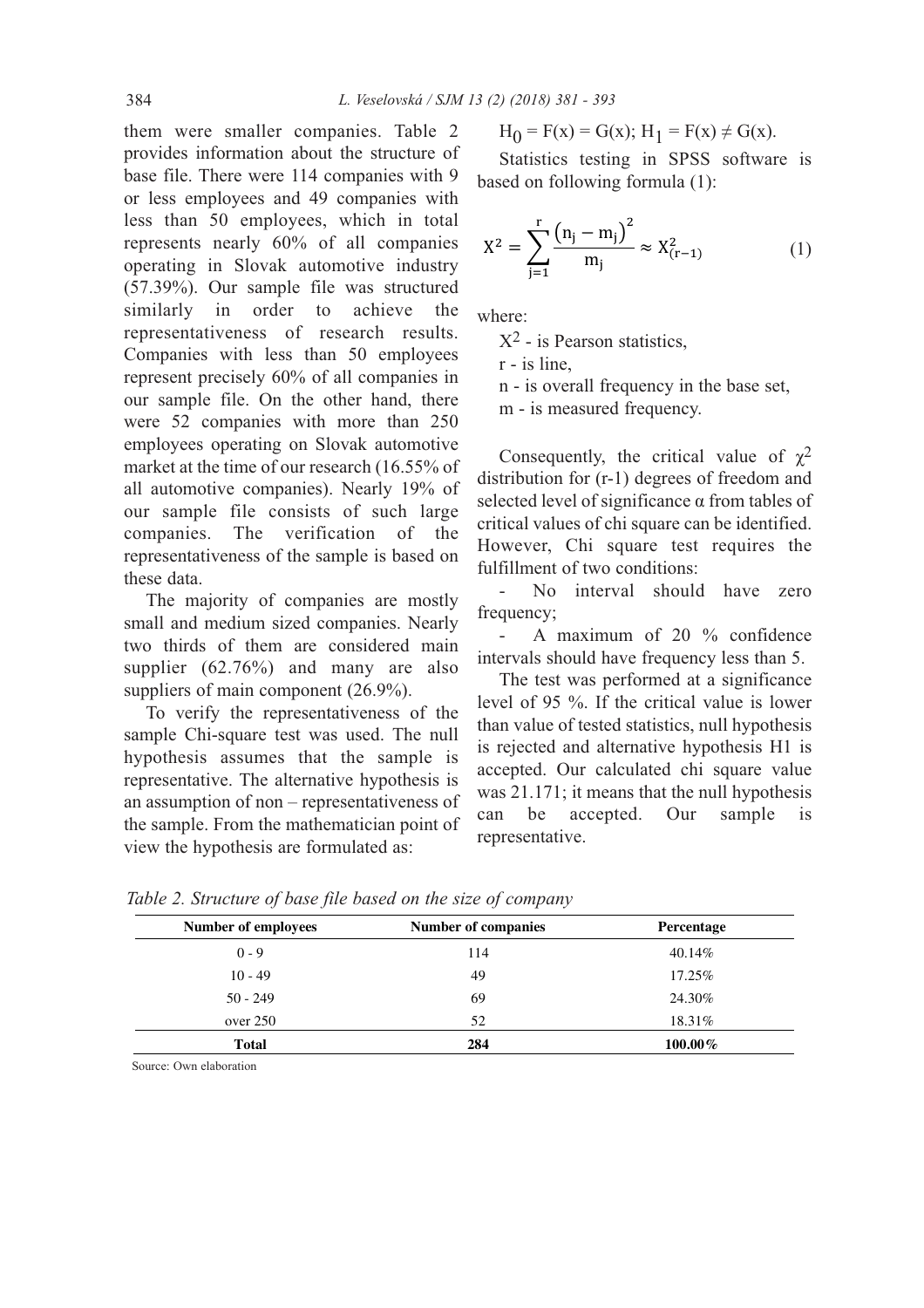them were smaller companies. Table 2 provides information about the structure of base file. There were 114 companies with 9 or less employees and 49 companies with less than 50 employees, which in total represents nearly 60% of all companies operating in Slovak automotive industry (57.39%). Our sample file was structured similarly in order to achieve the representativeness of research results. Companies with less than 50 employees represent precisely 60% of all companies in our sample file. On the other hand, there were 52 companies with more than 250 employees operating on Slovak automotive market at the time of our research (16.55% of all automotive companies). Nearly 19% of our sample file consists of such large companies. The verification of the representativeness of the sample is based on these data.

The majority of companies are mostly small and medium sized companies. Nearly two thirds of them are considered main supplier (62.76%) and many are also suppliers of main component (26.9%).

To verify the representativeness of the sample Chi-square test was used. The null hypothesis assumes that the sample is representative. The alternative hypothesis is an assumption of non – representativeness of the sample. From the mathematician point of view the hypothesis are formulated as:

$H_0 = F(x) = G(x)$; $H_1 = F(x) \neq G(x)$.

Statistics testing in SPSS software is based on following formula (1):

$$X^2 = \sum_{j=1}^{r} \frac{\left(n_j - m_j\right)^2}{m_j} \approx X^2_{(r-1)} \tag{1}$$

where:

$X^2$ - is Pearson statistics,

r - is line,

n - is overall frequency in the base set,

m - is measured frequency.

Consequently, the critical value of $\chi^2$ distribution for (r-1) degrees of freedom and selected level of significance α from tables of critical values of chi square can be identified. However, Chi square test requires the fulfillment of two conditions:

- No interval should have zero frequency;
- A maximum of 20 % confidence intervals should have frequency less than 5.

The test was performed at a significance level of 95 %. If the critical value is lower than value of tested statistics, null hypothesis is rejected and alternative hypothesis H1 is accepted. Our calculated chi square value was 21.171; it means that the null hypothesis can be accepted. Our sample is representative.

*Table 2. Structure of base file based on the size of company*

| Number of employees | Number of companies | Percentage |
|---|---|---|
| 0 - 9 | 114 | 40.14% |
| 10 - 49 | 49 | 17.25% |
| 50 - 249 | 69 | 24.30% |
| over 250 | 52 | 18.31% |
| **Total** | **284** | **100.00%** |

Source: Own elaboration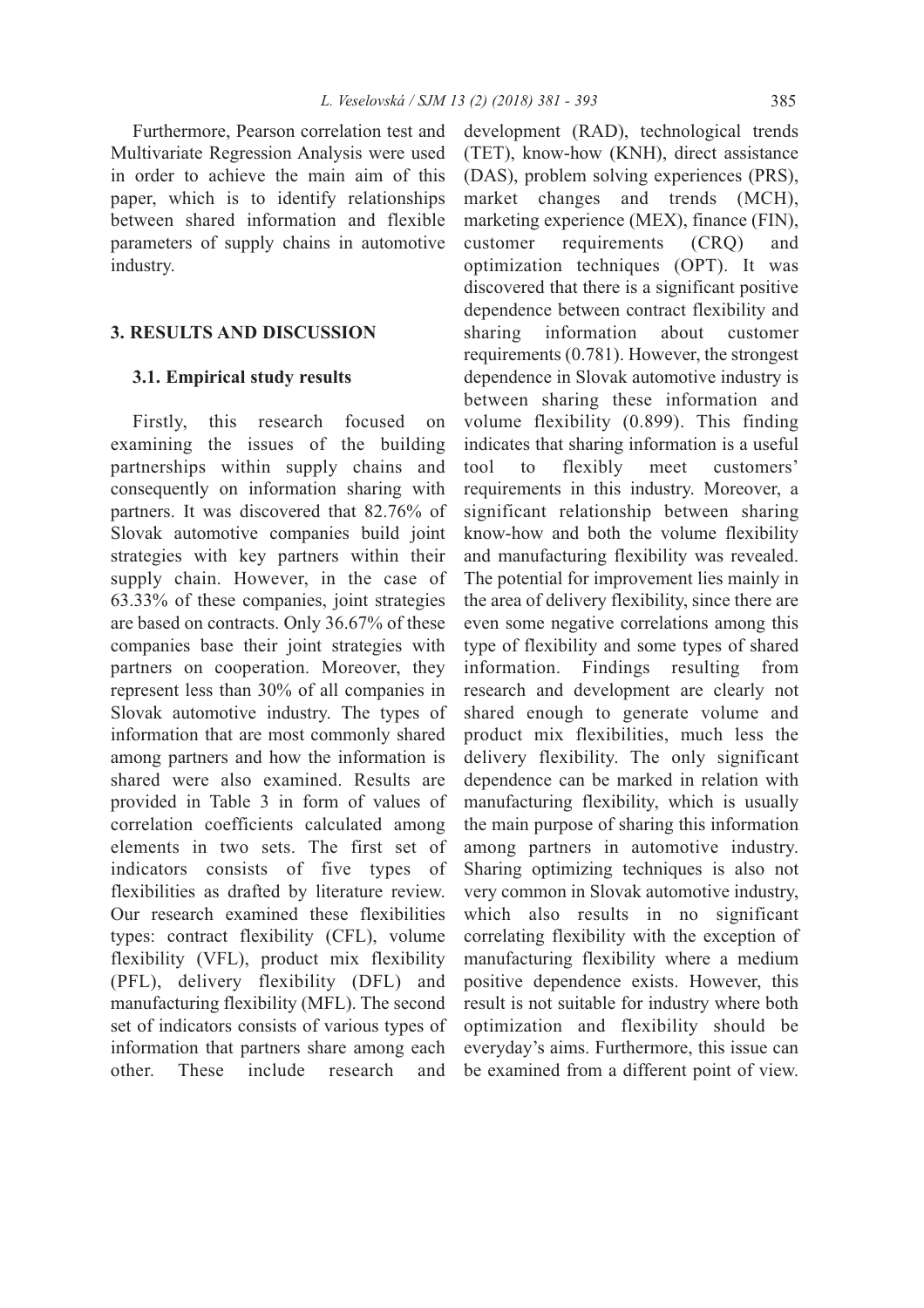Furthermore, Pearson correlation test and Multivariate Regression Analysis were used in order to achieve the main aim of this paper, which is to identify relationships between shared information and flexible parameters of supply chains in automotive industry.

## 3. RESULTS AND DISCUSSION

### 3.1. Empirical study results

Firstly, this research focused on examining the issues of the building partnerships within supply chains and consequently on information sharing with partners. It was discovered that 82.76% of Slovak automotive companies build joint strategies with key partners within their supply chain. However, in the case of 63.33% of these companies, joint strategies are based on contracts. Only 36.67% of these companies base their joint strategies with partners on cooperation. Moreover, they represent less than 30% of all companies in Slovak automotive industry. The types of information that are most commonly shared among partners and how the information is shared were also examined. Results are provided in Table 3 in form of values of correlation coefficients calculated among elements in two sets. The first set of indicators consists of five types of flexibilities as drafted by literature review. Our research examined these flexibilities types: contract flexibility (CFL), volume flexibility (VFL), product mix flexibility (PFL), delivery flexibility (DFL) and manufacturing flexibility (MFL). The second set of indicators consists of various types of information that partners share among each other. These include research and development (RAD), technological trends (TET), know-how (KNH), direct assistance (DAS), problem solving experiences (PRS), market changes and trends (MCH), marketing experience (MEX), finance (FIN), customer requirements (CRQ) and optimization techniques (OPT). It was discovered that there is a significant positive dependence between contract flexibility and sharing information about customer requirements (0.781). However, the strongest dependence in Slovak automotive industry is between sharing these information and volume flexibility (0.899). This finding indicates that sharing information is a useful tool to flexibly meet customers' requirements in this industry. Moreover, a significant relationship between sharing know-how and both the volume flexibility and manufacturing flexibility was revealed. The potential for improvement lies mainly in the area of delivery flexibility, since there are even some negative correlations among this type of flexibility and some types of shared information. Findings resulting from research and development are clearly not shared enough to generate volume and product mix flexibilities, much less the delivery flexibility. The only significant dependence can be marked in relation with manufacturing flexibility, which is usually the main purpose of sharing this information among partners in automotive industry. Sharing optimizing techniques is also not very common in Slovak automotive industry, which also results in no significant correlating flexibility with the exception of manufacturing flexibility where a medium positive dependence exists. However, this result is not suitable for industry where both optimization and flexibility should be everyday's aims. Furthermore, this issue can be examined from a different point of view.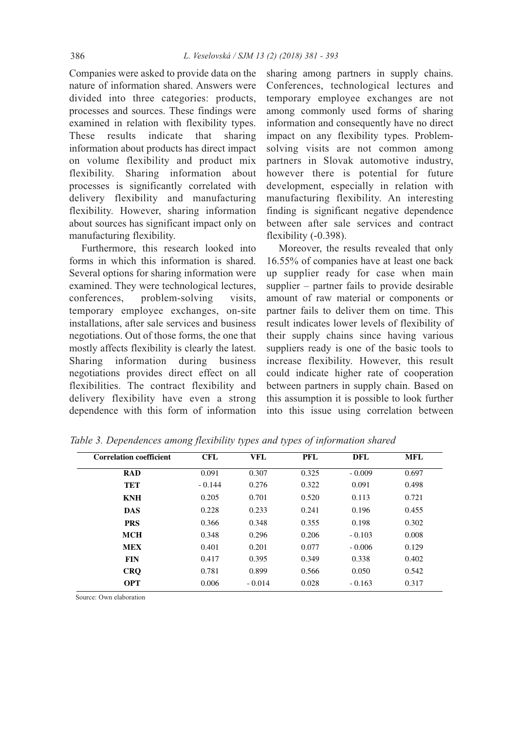Companies were asked to provide data on the nature of information shared. Answers were divided into three categories: products, processes and sources. These findings were examined in relation with flexibility types. These results indicate that sharing information about products has direct impact on volume flexibility and product mix flexibility. Sharing information about processes is significantly correlated with delivery flexibility and manufacturing flexibility. However, sharing information about sources has significant impact only on manufacturing flexibility.

Furthermore, this research looked into forms in which this information is shared. Several options for sharing information were examined. They were technological lectures, conferences, problem-solving visits, temporary employee exchanges, on-site installations, after sale services and business negotiations. Out of those forms, the one that mostly affects flexibility is clearly the latest. Sharing information during business negotiations provides direct effect on all flexibilities. The contract flexibility and delivery flexibility have even a strong dependence with this form of information sharing among partners in supply chains. Conferences, technological lectures and temporary employee exchanges are not among commonly used forms of sharing information and consequently have no direct impact on any flexibility types. Problem-solving visits are not common among partners in Slovak automotive industry, however there is potential for future development, especially in relation with manufacturing flexibility. An interesting finding is significant negative dependence between after sale services and contract flexibility (-0.398).

Moreover, the results revealed that only 16.55% of companies have at least one back up supplier ready for case when main supplier – partner fails to provide desirable amount of raw material or components or partner fails to deliver them on time. This result indicates lower levels of flexibility of their supply chains since having various suppliers ready is one of the basic tools to increase flexibility. However, this result could indicate higher rate of cooperation between partners in supply chain. Based on this assumption it is possible to look further into this issue using correlation between

*Table 3. Dependences among flexibility types and types of information shared*

| Correlation coefficient | CFL | VFL | PFL | DFL | MFL |
|---|---|---|---|---|---|
| **RAD** | 0.091 | 0.307 | 0.325 | - 0.009 | 0.697 |
| **TET** | - 0.144 | 0.276 | 0.322 | 0.091 | 0.498 |
| **KNH** | 0.205 | 0.701 | 0.520 | 0.113 | 0.721 |
| **DAS** | 0.228 | 0.233 | 0.241 | 0.196 | 0.455 |
| **PRS** | 0.366 | 0.348 | 0.355 | 0.198 | 0.302 |
| **MCH** | 0.348 | 0.296 | 0.206 | - 0.103 | 0.008 |
| **MEX** | 0.401 | 0.201 | 0.077 | - 0.006 | 0.129 |
| **FIN** | 0.417 | 0.395 | 0.349 | 0.338 | 0.402 |
| **CRQ** | 0.781 | 0.899 | 0.566 | 0.050 | 0.542 |
| **OPT** | 0.006 | - 0.014 | 0.028 | - 0.163 | 0.317 |

Source: Own elaboration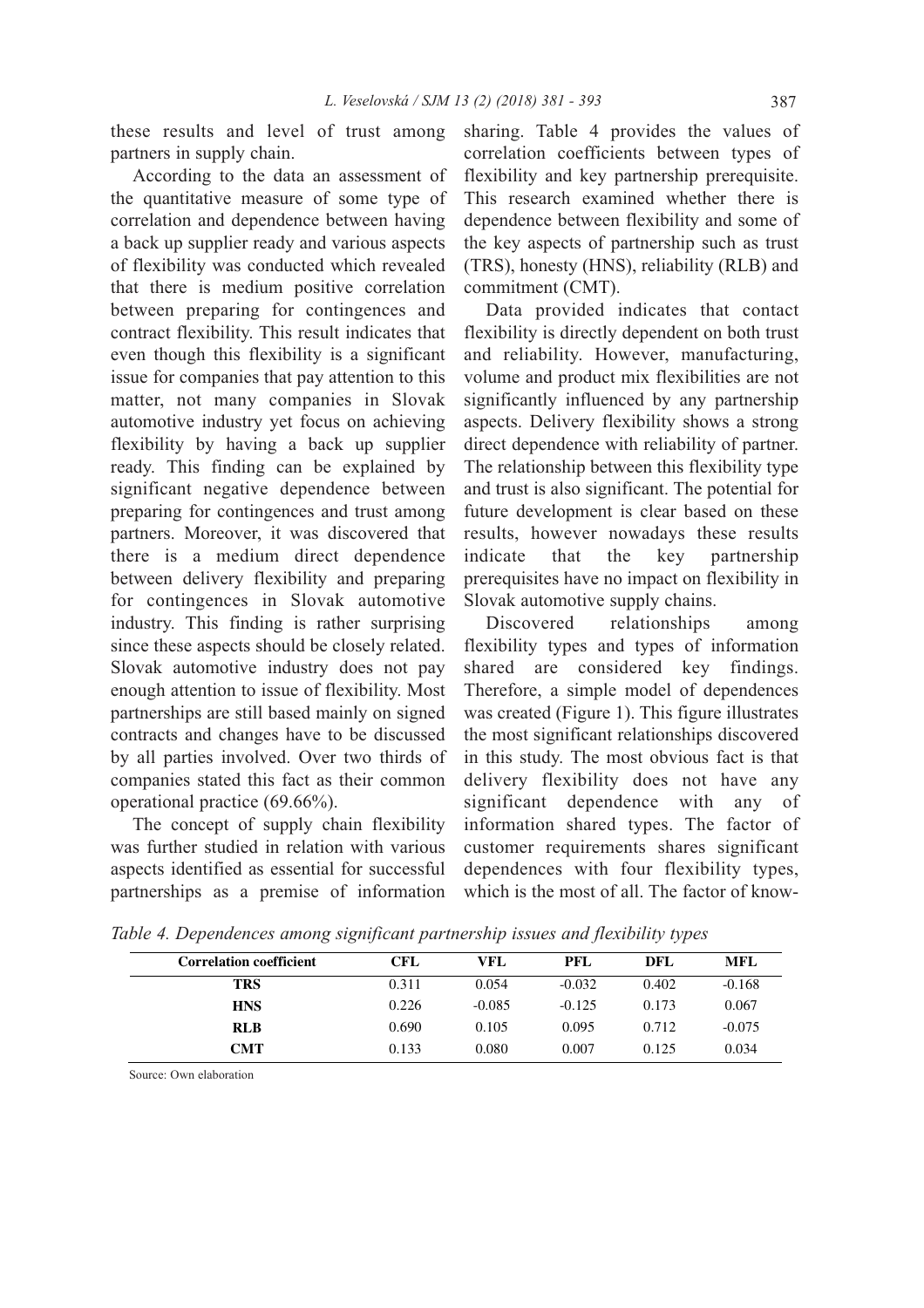these results and level of trust among partners in supply chain.

According to the data an assessment of the quantitative measure of some type of correlation and dependence between having a back up supplier ready and various aspects of flexibility was conducted which revealed that there is medium positive correlation between preparing for contingences and contract flexibility. This result indicates that even though this flexibility is a significant issue for companies that pay attention to this matter, not many companies in Slovak automotive industry yet focus on achieving flexibility by having a back up supplier ready. This finding can be explained by significant negative dependence between preparing for contingences and trust among partners. Moreover, it was discovered that there is a medium direct dependence between delivery flexibility and preparing for contingences in Slovak automotive industry. This finding is rather surprising since these aspects should be closely related. Slovak automotive industry does not pay enough attention to issue of flexibility. Most partnerships are still based mainly on signed contracts and changes have to be discussed by all parties involved. Over two thirds of companies stated this fact as their common operational practice (69.66%).

The concept of supply chain flexibility was further studied in relation with various aspects identified as essential for successful partnerships as a premise of information sharing. Table 4 provides the values of correlation coefficients between types of flexibility and key partnership prerequisite. This research examined whether there is dependence between flexibility and some of the key aspects of partnership such as trust (TRS), honesty (HNS), reliability (RLB) and commitment (CMT).

Data provided indicates that contact flexibility is directly dependent on both trust and reliability. However, manufacturing, volume and product mix flexibilities are not significantly influenced by any partnership aspects. Delivery flexibility shows a strong direct dependence with reliability of partner. The relationship between this flexibility type and trust is also significant. The potential for future development is clear based on these results, however nowadays these results indicate that the key partnership prerequisites have no impact on flexibility in Slovak automotive supply chains.

Discovered relationships among flexibility types and types of information shared are considered key findings. Therefore, a simple model of dependences was created (Figure 1). This figure illustrates the most significant relationships discovered in this study. The most obvious fact is that delivery flexibility does not have any significant dependence with any of information shared types. The factor of customer requirements shares significant dependences with four flexibility types, which is the most of all. The factor of know-

*Table 4. Dependences among significant partnership issues and flexibility types*

| Correlation coefficient | CFL | VFL | PFL | DFL | MFL |
|---|---|---|---|---|---|
| **TRS** | 0.311 | 0.054 | -0.032 | 0.402 | -0.168 |
| **HNS** | 0.226 | -0.085 | -0.125 | 0.173 | 0.067 |
| **RLB** | 0.690 | 0.105 | 0.095 | 0.712 | -0.075 |
| **CMT** | 0.133 | 0.080 | 0.007 | 0.125 | 0.034 |

Source: Own elaboration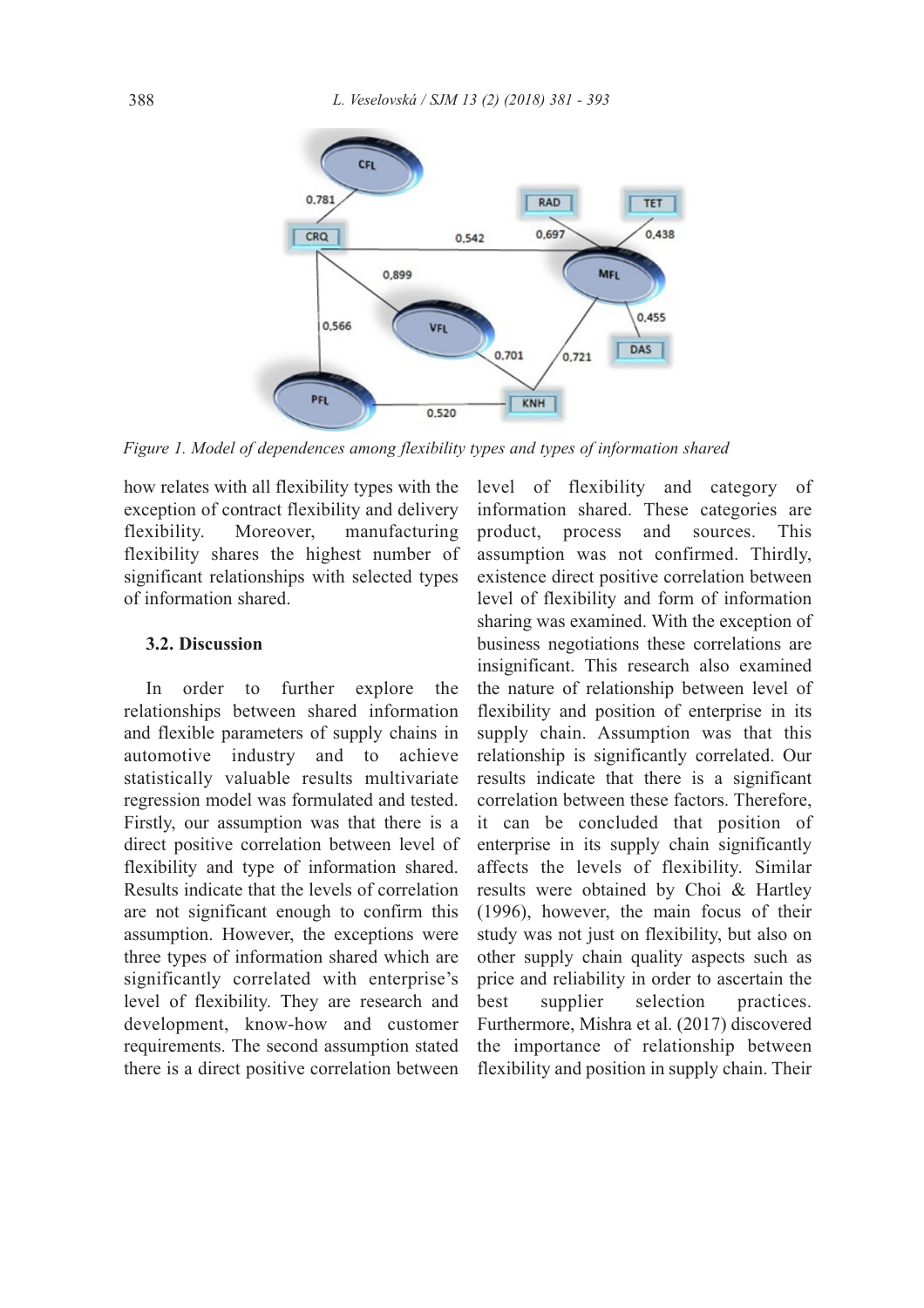*Figure 1. Model of dependences among flexibility types and types of information shared*

how relates with all flexibility types with the exception of contract flexibility and delivery flexibility. Moreover, manufacturing flexibility shares the highest number of significant relationships with selected types of information shared.

### 3.2. Discussion

In order to further explore the relationships between shared information and flexible parameters of supply chains in automotive industry and to achieve statistically valuable results multivariate regression model was formulated and tested. Firstly, our assumption was that there is a direct positive correlation between level of flexibility and type of information shared. Results indicate that the levels of correlation are not significant enough to confirm this assumption. However, the exceptions were three types of information shared which are significantly correlated with enterprise's level of flexibility. They are research and development, know-how and customer requirements. The second assumption stated there is a direct positive correlation between level of flexibility and category of information shared. These categories are product, process and sources. This assumption was not confirmed. Thirdly, existence direct positive correlation between level of flexibility and form of information sharing was examined. With the exception of business negotiations these correlations are insignificant. This research also examined the nature of relationship between level of flexibility and position of enterprise in its supply chain. Assumption was that this relationship is significantly correlated. Our results indicate that there is a significant correlation between these factors. Therefore, it can be concluded that position of enterprise in its supply chain significantly affects the levels of flexibility. Similar results were obtained by Choi & Hartley (1996), however, the main focus of their study was not just on flexibility, but also on other supply chain quality aspects such as price and reliability in order to ascertain the best supplier selection practices. Furthermore, Mishra et al. (2017) discovered the importance of relationship between flexibility and position in supply chain. Their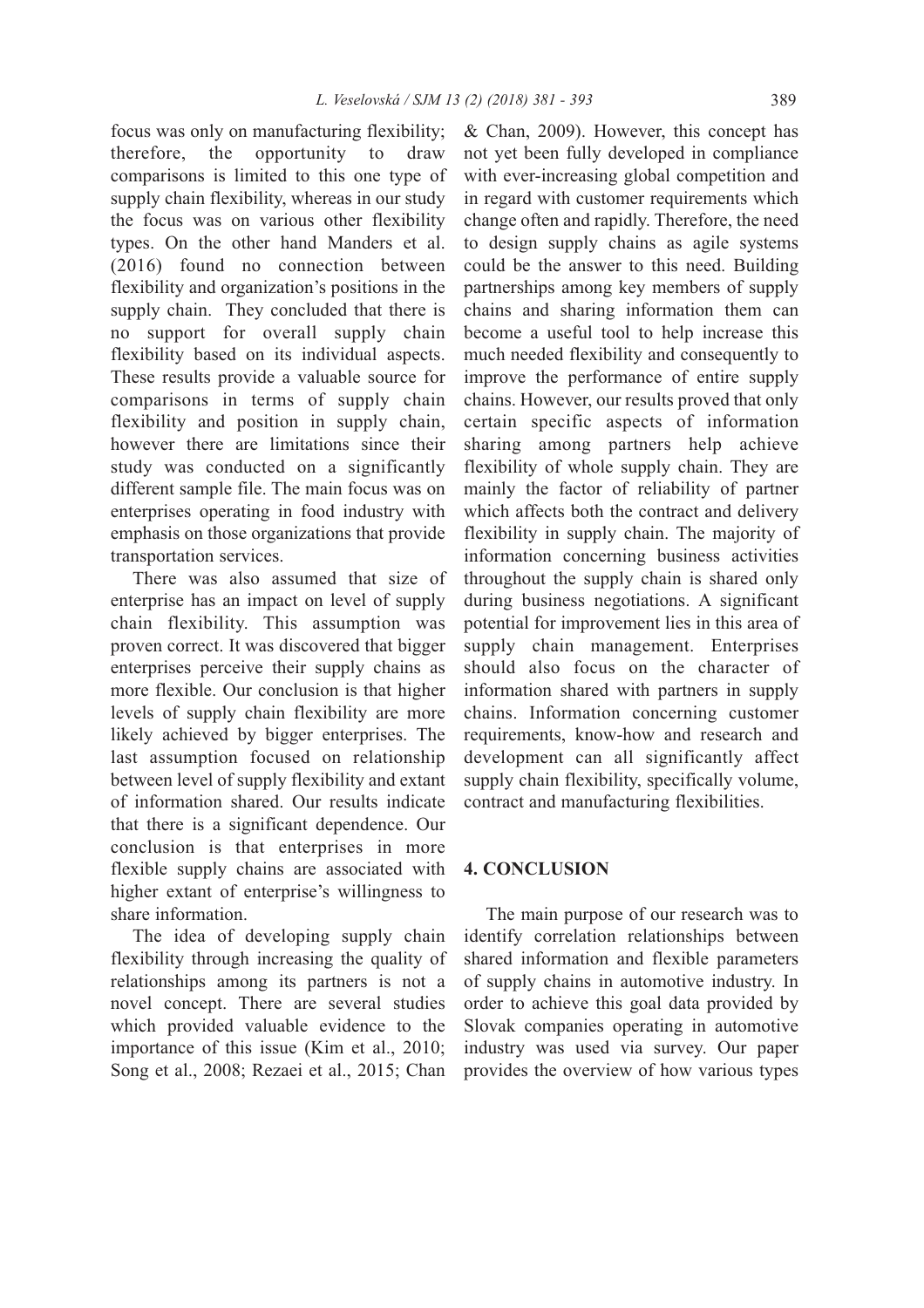focus was only on manufacturing flexibility; therefore, the opportunity to draw comparisons is limited to this one type of supply chain flexibility, whereas in our study the focus was on various other flexibility types. On the other hand Manders et al. (2016) found no connection between flexibility and organization's positions in the supply chain. They concluded that there is no support for overall supply chain flexibility based on its individual aspects. These results provide a valuable source for comparisons in terms of supply chain flexibility and position in supply chain, however there are limitations since their study was conducted on a significantly different sample file. The main focus was on enterprises operating in food industry with emphasis on those organizations that provide transportation services.

There was also assumed that size of enterprise has an impact on level of supply chain flexibility. This assumption was proven correct. It was discovered that bigger enterprises perceive their supply chains as more flexible. Our conclusion is that higher levels of supply chain flexibility are more likely achieved by bigger enterprises. The last assumption focused on relationship between level of supply flexibility and extant of information shared. Our results indicate that there is a significant dependence. Our conclusion is that enterprises in more flexible supply chains are associated with higher extant of enterprise's willingness to share information.

The idea of developing supply chain flexibility through increasing the quality of relationships among its partners is not a novel concept. There are several studies which provided valuable evidence to the importance of this issue (Kim et al., 2010; Song et al., 2008; Rezaei et al., 2015; Chan & Chan, 2009). However, this concept has not yet been fully developed in compliance with ever-increasing global competition and in regard with customer requirements which change often and rapidly. Therefore, the need to design supply chains as agile systems could be the answer to this need. Building partnerships among key members of supply chains and sharing information them can become a useful tool to help increase this much needed flexibility and consequently to improve the performance of entire supply chains. However, our results proved that only certain specific aspects of information sharing among partners help achieve flexibility of whole supply chain. They are mainly the factor of reliability of partner which affects both the contract and delivery flexibility in supply chain. The majority of information concerning business activities throughout the supply chain is shared only during business negotiations. A significant potential for improvement lies in this area of supply chain management. Enterprises should also focus on the character of information shared with partners in supply chains. Information concerning customer requirements, know-how and research and development can all significantly affect supply chain flexibility, specifically volume, contract and manufacturing flexibilities.

## 4. CONCLUSION

The main purpose of our research was to identify correlation relationships between shared information and flexible parameters of supply chains in automotive industry. In order to achieve this goal data provided by Slovak companies operating in automotive industry was used via survey. Our paper provides the overview of how various types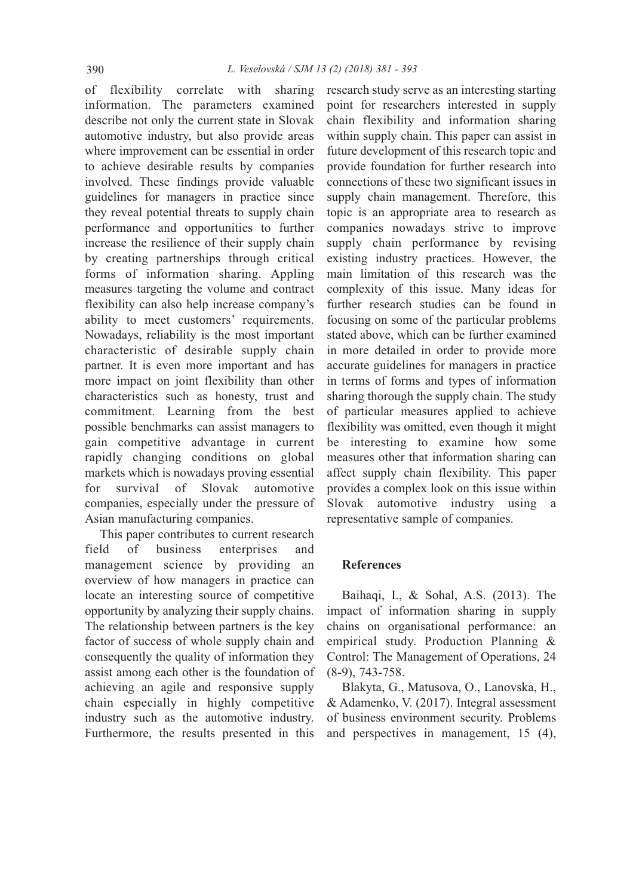of flexibility correlate with sharing information. The parameters examined describe not only the current state in Slovak automotive industry, but also provide areas where improvement can be essential in order to achieve desirable results by companies involved. These findings provide valuable guidelines for managers in practice since they reveal potential threats to supply chain performance and opportunities to further increase the resilience of their supply chain by creating partnerships through critical forms of information sharing. Appling measures targeting the volume and contract flexibility can also help increase company's ability to meet customers' requirements. Nowadays, reliability is the most important characteristic of desirable supply chain partner. It is even more important and has more impact on joint flexibility than other characteristics such as honesty, trust and commitment. Learning from the best possible benchmarks can assist managers to gain competitive advantage in current rapidly changing conditions on global markets which is nowadays proving essential for survival of Slovak automotive companies, especially under the pressure of Asian manufacturing companies.

This paper contributes to current research field of business enterprises and management science by providing an overview of how managers in practice can locate an interesting source of competitive opportunity by analyzing their supply chains. The relationship between partners is the key factor of success of whole supply chain and consequently the quality of information they assist among each other is the foundation of achieving an agile and responsive supply chain especially in highly competitive industry such as the automotive industry. Furthermore, the results presented in this research study serve as an interesting starting point for researchers interested in supply chain flexibility and information sharing within supply chain. This paper can assist in future development of this research topic and provide foundation for further research into connections of these two significant issues in supply chain management. Therefore, this topic is an appropriate area to research as companies nowadays strive to improve supply chain performance by revising existing industry practices. However, the main limitation of this research was the complexity of this issue. Many ideas for further research studies can be found in focusing on some of the particular problems stated above, which can be further examined in more detailed in order to provide more accurate guidelines for managers in practice in terms of forms and types of information sharing thorough the supply chain. The study of particular measures applied to achieve flexibility was omitted, even though it might be interesting to examine how some measures other that information sharing can affect supply chain flexibility. This paper provides a complex look on this issue within Slovak automotive industry using a representative sample of companies.

## References

Baihaqi, I., & Sohal, A.S. (2013). The impact of information sharing in supply chains on organisational performance: an empirical study. Production Planning & Control: The Management of Operations, 24 (8-9), 743-758.

Blakyta, G., Matusova, O., Lanovska, H., & Adamenko, V. (2017). Integral assessment of business environment security. Problems and perspectives in management, 15 (4),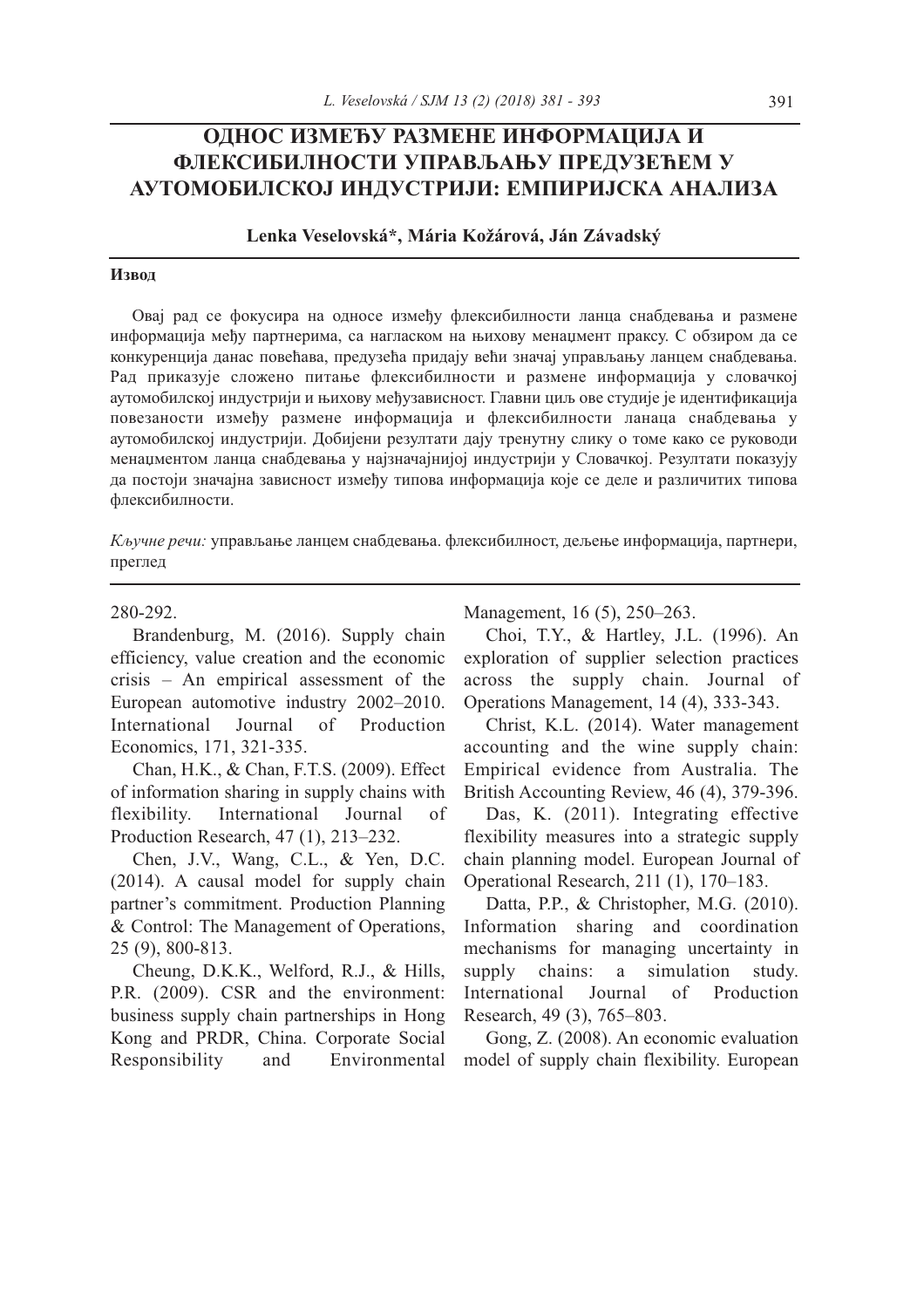# ОДНОС ИЗМЕЂУ РАЗМЕНЕ ИНФОРМАЦИЈА И ФЛЕКСИБИЛНОСТИ УПРАВЉАЊУ ПРЕДУЗЕЋЕМ У АУТОМОБИЛСКОЈ ИНДУСТРИЈИ: ЕМПИРИЈСКА АНАЛИЗА

**Lenka Veselovská*, Mária Kožárová, Ján Závadský**

**Извод**

Овај рад се фокусира на односе између флексибилности ланца снабдевања и размене информација међу партнерима, са нагласком на њихову менаџмент праксу. С обзиром да се конкуренција данас повећава, предузећа придају већи значај управљању ланцем снабдевања. Рад приказује сложено питање флексибилности и размене информација у словачкој аутомобилској индустрији и њихову међузависност. Главни циљ ове студије је идентификација повезаности између размене информација и флексибилности ланаца снабдевања у аутомобилској индустрији. Добијени резултати дају тренутну слику о томе како се руководи менаџментом ланца снабдевања у најзначајнијој индустрији у Словачкој. Резултати показују да постоји значајна зависност између типова информација које се деле и различитих типова флексибилности.

*Кључне речи:* управљање ланцем снабдевања. флексибилност, дељење информација, партнери, преглед

280-292.

Brandenburg, M. (2016). Supply chain efficiency, value creation and the economic crisis – An empirical assessment of the European automotive industry 2002–2010. International Journal of Production Economics, 171, 321-335.

Chan, H.K., & Chan, F.T.S. (2009). Effect of information sharing in supply chains with flexibility. International Journal of Production Research, 47 (1), 213–232.

Chen, J.V., Wang, C.L., & Yen, D.C. (2014). A causal model for supply chain partner's commitment. Production Planning & Control: The Management of Operations, 25 (9), 800-813.

Cheung, D.K.K., Welford, R.J., & Hills, P.R. (2009). CSR and the environment: business supply chain partnerships in Hong Kong and PRDR, China. Corporate Social Responsibility and Environmental Management, 16 (5), 250–263.

Choi, T.Y., & Hartley, J.L. (1996). An exploration of supplier selection practices across the supply chain. Journal of Operations Management, 14 (4), 333-343.

Christ, K.L. (2014). Water management accounting and the wine supply chain: Empirical evidence from Australia. The British Accounting Review, 46 (4), 379-396.

Das, K. (2011). Integrating effective flexibility measures into a strategic supply chain planning model. European Journal of Operational Research, 211 (1), 170–183.

Datta, P.P., & Christopher, M.G. (2010). Information sharing and coordination mechanisms for managing uncertainty in supply chains: a simulation study. International Journal of Production Research, 49 (3), 765–803.

Gong, Z. (2008). An economic evaluation model of supply chain flexibility. European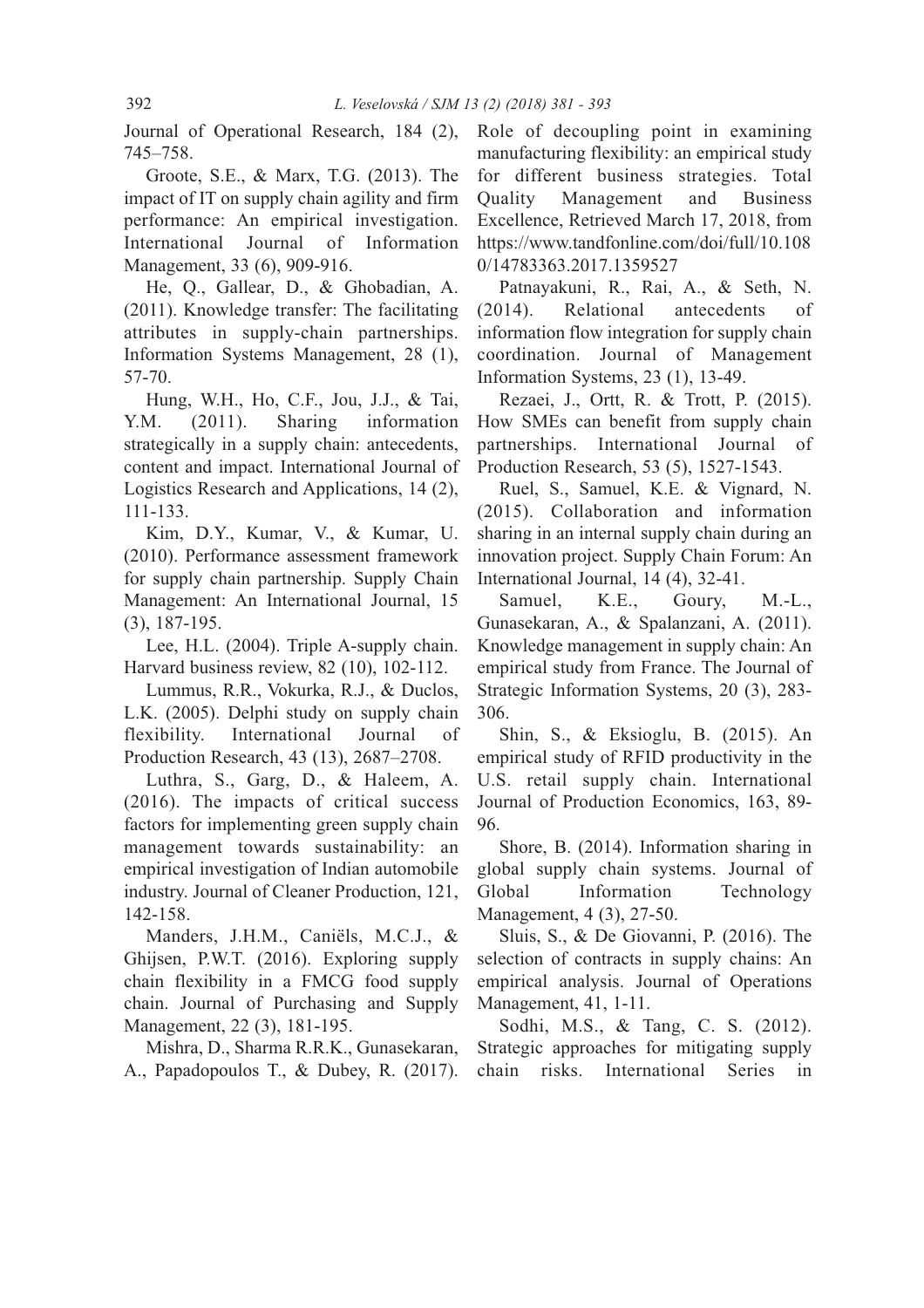Journal of Operational Research, 184 (2), 745–758.

Groote, S.E., & Marx, T.G. (2013). The impact of IT on supply chain agility and firm performance: An empirical investigation. International Journal of Information Management, 33 (6), 909-916.

He, Q., Gallear, D., & Ghobadian, A. (2011). Knowledge transfer: The facilitating attributes in supply-chain partnerships. Information Systems Management, 28 (1), 57-70.

Hung, W.H., Ho, C.F., Jou, J.J., & Tai, Y.M. (2011). Sharing information strategically in a supply chain: antecedents, content and impact. International Journal of Logistics Research and Applications, 14 (2), 111-133.

Kim, D.Y., Kumar, V., & Kumar, U. (2010). Performance assessment framework for supply chain partnership. Supply Chain Management: An International Journal, 15 (3), 187-195.

Lee, H.L. (2004). Triple A-supply chain. Harvard business review, 82 (10), 102-112.

Lummus, R.R., Vokurka, R.J., & Duclos, L.K. (2005). Delphi study on supply chain flexibility. International Journal of Production Research, 43 (13), 2687–2708.

Luthra, S., Garg, D., & Haleem, A. (2016). The impacts of critical success factors for implementing green supply chain management towards sustainability: an empirical investigation of Indian automobile industry. Journal of Cleaner Production, 121, 142-158.

Manders, J.H.M., Caniëls, M.C.J., & Ghijsen, P.W.T. (2016). Exploring supply chain flexibility in a FMCG food supply chain. Journal of Purchasing and Supply Management, 22 (3), 181-195.

Mishra, D., Sharma R.R.K., Gunasekaran, A., Papadopoulos T., & Dubey, R. (2017). Role of decoupling point in examining manufacturing flexibility: an empirical study for different business strategies. Total Quality Management and Business Excellence, Retrieved March 17, 2018, from https://www.tandfonline.com/doi/full/10.1080/14783363.2017.1359527

Patnayakuni, R., Rai, A., & Seth, N. (2014). Relational antecedents of information flow integration for supply chain coordination. Journal of Management Information Systems, 23 (1), 13-49.

Rezaei, J., Ortt, R. & Trott, P. (2015). How SMEs can benefit from supply chain partnerships. International Journal of Production Research, 53 (5), 1527-1543.

Ruel, S., Samuel, K.E. & Vignard, N. (2015). Collaboration and information sharing in an internal supply chain during an innovation project. Supply Chain Forum: An International Journal, 14 (4), 32-41.

Samuel, K.E., Goury, M.-L., Gunasekaran, A., & Spalanzani, A. (2011). Knowledge management in supply chain: An empirical study from France. The Journal of Strategic Information Systems, 20 (3), 283-306.

Shin, S., & Eksioglu, B. (2015). An empirical study of RFID productivity in the U.S. retail supply chain. International Journal of Production Economics, 163, 89-96.

Shore, B. (2014). Information sharing in global supply chain systems. Journal of Global Information Technology Management, 4 (3), 27-50.

Sluis, S., & De Giovanni, P. (2016). The selection of contracts in supply chains: An empirical analysis. Journal of Operations Management, 41, 1-11.

Sodhi, M.S., & Tang, C. S. (2012). Strategic approaches for mitigating supply chain risks. International Series in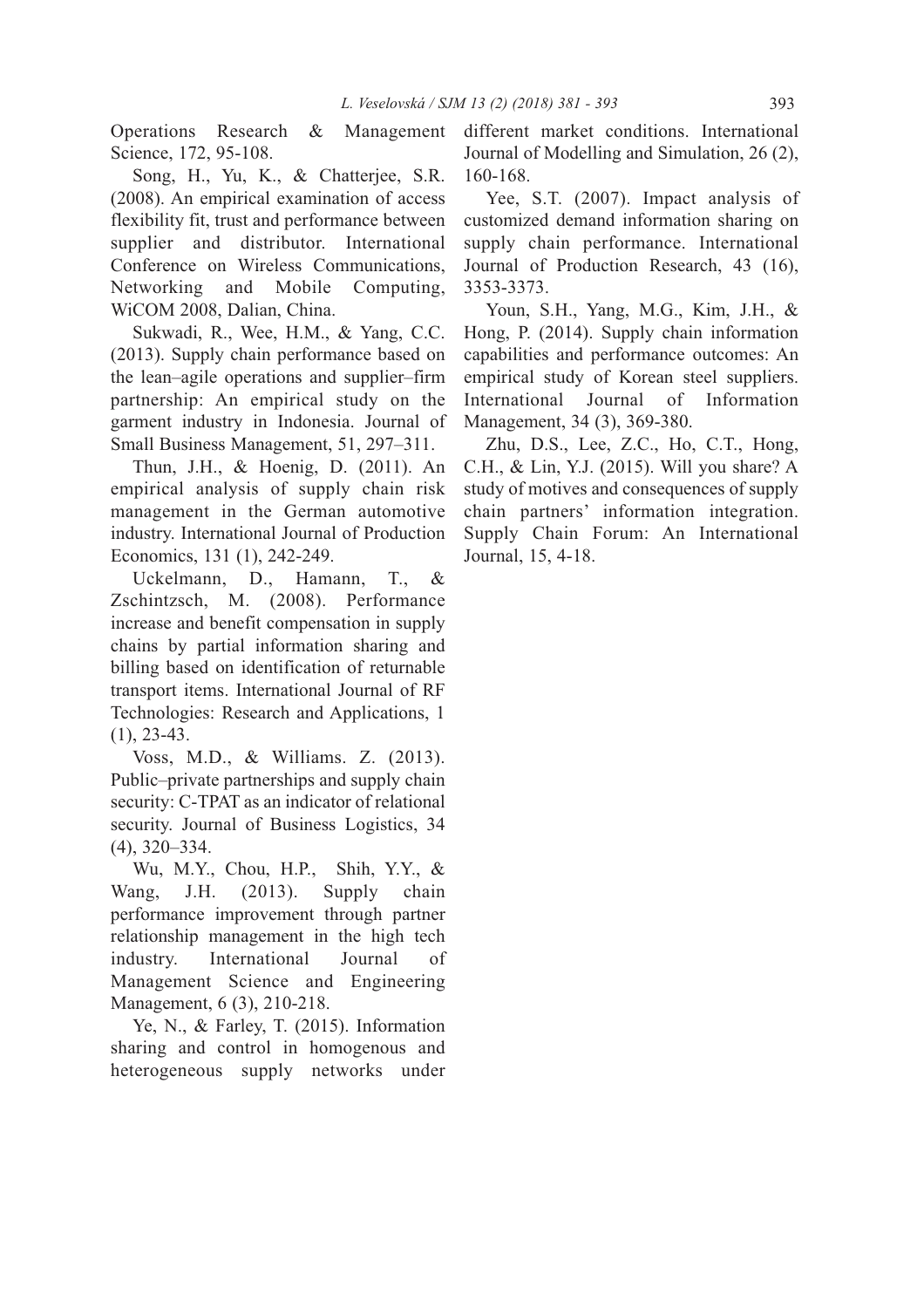Operations Research & Management Science, 172, 95-108.

Song, H., Yu, K., & Chatterjee, S.R. (2008). An empirical examination of access flexibility fit, trust and performance between supplier and distributor. International Conference on Wireless Communications, Networking and Mobile Computing, WiCOM 2008, Dalian, China.

Sukwadi, R., Wee, H.M., & Yang, C.C. (2013). Supply chain performance based on the lean–agile operations and supplier–firm partnership: An empirical study on the garment industry in Indonesia. Journal of Small Business Management, 51, 297–311.

Thun, J.H., & Hoenig, D. (2011). An empirical analysis of supply chain risk management in the German automotive industry. International Journal of Production Economics, 131 (1), 242-249.

Uckelmann, D., Hamann, T., & Zschintzsch, M. (2008). Performance increase and benefit compensation in supply chains by partial information sharing and billing based on identification of returnable transport items. International Journal of RF Technologies: Research and Applications, 1 (1), 23-43.

Voss, M.D., & Williams. Z. (2013). Public–private partnerships and supply chain security: C-TPAT as an indicator of relational security. Journal of Business Logistics, 34 (4), 320–334.

Wu, M.Y., Chou, H.P., Shih, Y.Y., & Wang, J.H. (2013). Supply chain performance improvement through partner relationship management in the high tech industry. International Journal of Management Science and Engineering Management, 6 (3), 210-218.

Ye, N., & Farley, T. (2015). Information sharing and control in homogenous and heterogeneous supply networks under different market conditions. International Journal of Modelling and Simulation, 26 (2), 160-168.

Yee, S.T. (2007). Impact analysis of customized demand information sharing on supply chain performance. International Journal of Production Research, 43 (16), 3353-3373.

Youn, S.H., Yang, M.G., Kim, J.H., & Hong, P. (2014). Supply chain information capabilities and performance outcomes: An empirical study of Korean steel suppliers. International Journal of Information Management, 34 (3), 369-380.

Zhu, D.S., Lee, Z.C., Ho, C.T., Hong, C.H., & Lin, Y.J. (2015). Will you share? A study of motives and consequences of supply chain partners' information integration. Supply Chain Forum: An International Journal, 15, 4-18.